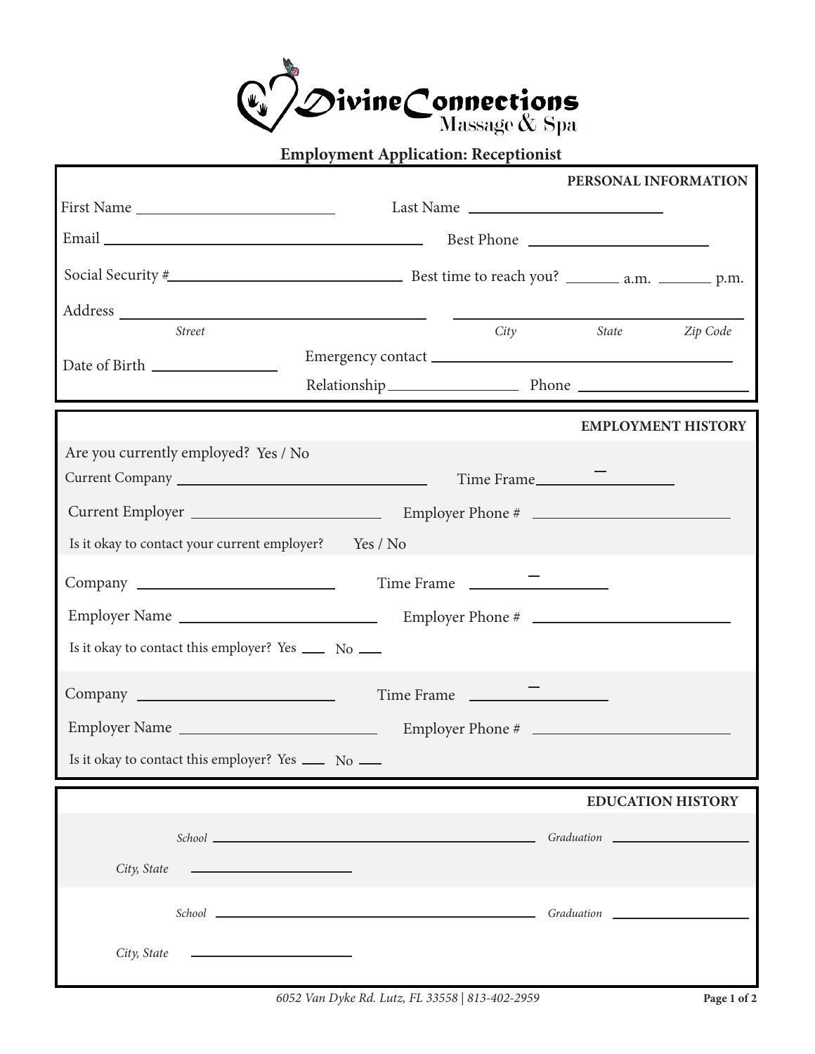# Divine Connections Massage & Spa

## Employment Application: Receptionist

### PERSONAL INFORMATION

First Name ______________________ Last Name ______________________

Email ______________________ Best Phone ______________________

Social Security #______________________ Best time to reach you? _______ a.m. _______ p.m.

Address ______________________ ______________________

*Street* *City* *State* *Zip Code*

Date of Birth ______________

Emergency contact ______________________

Relationship______________ Phone ______________________

### EMPLOYMENT HISTORY

Are you currently employed? Yes / No

Current Company ______________________ Time Frame_______–_______

Current Employer ______________________ Employer Phone # ______________________

Is it okay to contact your current employer? Yes / No

Company ______________________ Time Frame _______–_______

Employer Name ______________________ Employer Phone # ______________________

Is it okay to contact this employer? Yes ____ No ____

Company ______________________ Time Frame _______–_______

Employer Name ______________________ Employer Phone # ______________________

Is it okay to contact this employer? Yes ____ No ____

### EDUCATION HISTORY

*School* ______________________ *Graduation* ______________

*City, State* ______________

*School* ______________________ *Graduation* ______________

*City, State* ______________

*6052 Van Dyke Rd. Lutz, FL 33558 | 813-402-2959*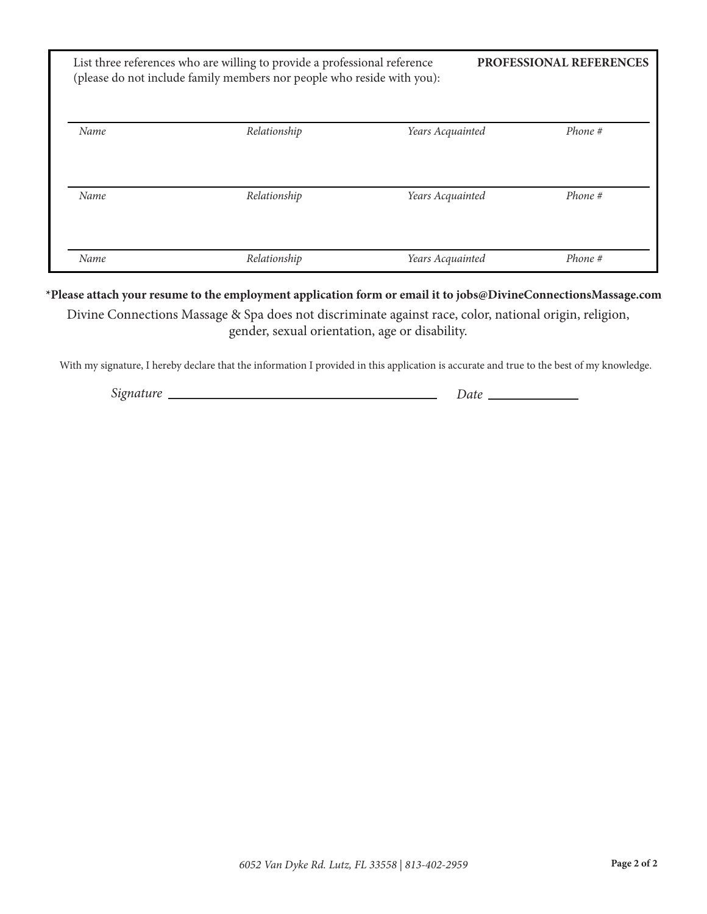## PROFESSIONAL REFERENCES

List three references who are willing to provide a professional reference (please do not include family members nor people who reside with you):

| | | | |
|---|---|---|---|
| *Name* | *Relationship* | *Years Acquainted* | *Phone #* |
| *Name* | *Relationship* | *Years Acquainted* | *Phone #* |
| *Name* | *Relationship* | *Years Acquainted* | *Phone #* |

**\*Please attach your resume to the employment application form or email it to jobs@DivineConnectionsMassage.com**

Divine Connections Massage & Spa does not discriminate against race, color, national origin, religion, gender, sexual orientation, age or disability.

With my signature, I hereby declare that the information I provided in this application is accurate and true to the best of my knowledge.

*Signature* ______________________________ *Date* ______________

*6052 Van Dyke Rd. Lutz, FL 33558 | 813-402-2959*